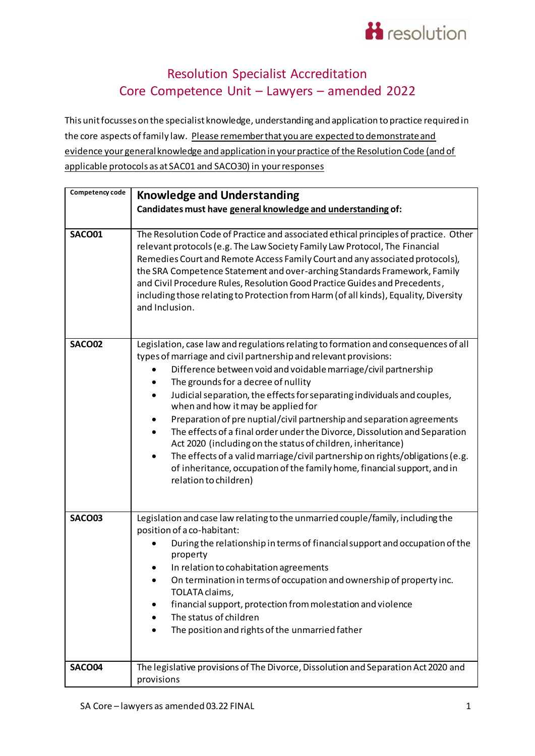# Resolution Specialist Accreditation
# Core Competence Unit – Lawyers – amended 2022

This unit focusses on the specialist knowledge, understanding and application to practice required in the core aspects of family law. Please remember that you are expected to demonstrate and evidence your general knowledge and application in your practice of the Resolution Code (and of applicable protocols as at SAC01 and SACO30) in your responses

| Competency code | **Knowledge and Understanding**<br>**Candidates must have general knowledge and understanding of:** |
|---|---|
| **SACO01** | The Resolution Code of Practice and associated ethical principles of practice. Other relevant protocols (e.g. The Law Society Family Law Protocol, The Financial Remedies Court and Remote Access Family Court and any associated protocols), the SRA Competence Statement and over-arching Standards Framework, Family and Civil Procedure Rules, Resolution Good Practice Guides and Precedents, including those relating to Protection from Harm (of all kinds), Equality, Diversity and Inclusion. |
| **SACO02** | Legislation, case law and regulations relating to formation and consequences of all types of marriage and civil partnership and relevant provisions:<br>• Difference between void and voidable marriage/civil partnership<br>• The grounds for a decree of nullity<br>• Judicial separation, the effects for separating individuals and couples, when and how it may be applied for<br>• Preparation of pre nuptial/civil partnership and separation agreements<br>• The effects of a final order under the Divorce, Dissolution and Separation Act 2020 (including on the status of children, inheritance)<br>• The effects of a valid marriage/civil partnership on rights/obligations (e.g. of inheritance, occupation of the family home, financial support, and in relation to children) |
| **SACO03** | Legislation and case law relating to the unmarried couple/family, including the position of a co-habitant:<br>• During the relationship in terms of financial support and occupation of the property<br>• In relation to cohabitation agreements<br>• On termination in terms of occupation and ownership of property inc. TOLATA claims,<br>• financial support, protection from molestation and violence<br>• The status of children<br>• The position and rights of the unmarried father |
| **SACO04** | The legislative provisions of The Divorce, Dissolution and Separation Act 2020 and provisions |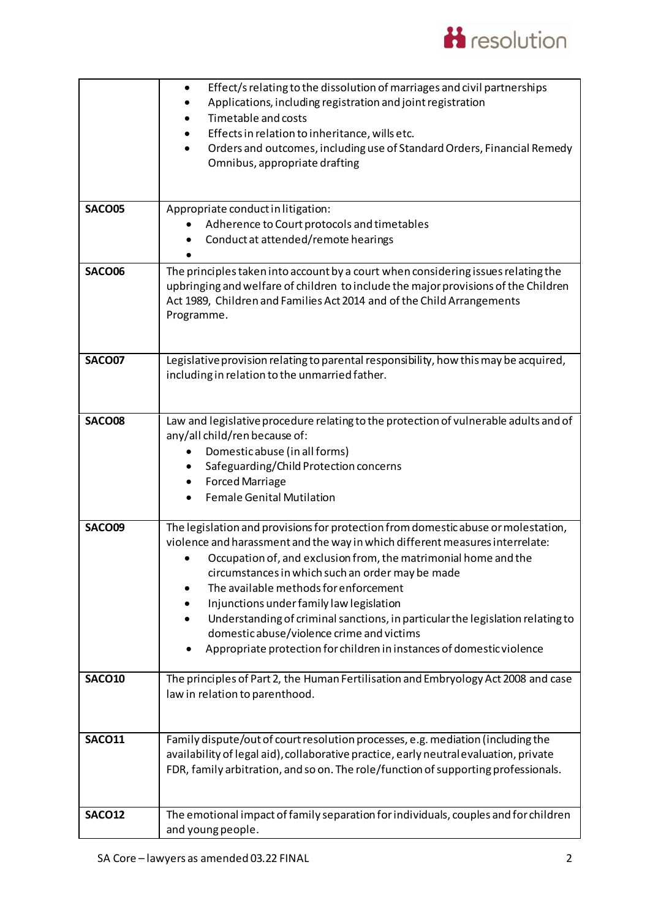| | |
|---|---|
| | • Effect/s relating to the dissolution of marriages and civil partnerships<br>• Applications, including registration and joint registration<br>• Timetable and costs<br>• Effects in relation to inheritance, wills etc.<br>• Orders and outcomes, including use of Standard Orders, Financial Remedy Omnibus, appropriate drafting |
| **SACO05** | Appropriate conduct in litigation:<br>• Adherence to Court protocols and timetables<br>• Conduct at attended/remote hearings<br>• |
| **SACO06** | The principles taken into account by a court when considering issues relating the upbringing and welfare of children to include the major provisions of the Children Act 1989, Children and Families Act 2014 and of the Child Arrangements Programme. |
| **SACO07** | Legislative provision relating to parental responsibility, how this may be acquired, including in relation to the unmarried father. |
| **SACO08** | Law and legislative procedure relating to the protection of vulnerable adults and of any/all child/ren because of:<br>• Domestic abuse (in all forms)<br>• Safeguarding/Child Protection concerns<br>• Forced Marriage<br>• Female Genital Mutilation |
| **SACO09** | The legislation and provisions for protection from domestic abuse or molestation, violence and harassment and the way in which different measures interrelate:<br>• Occupation of, and exclusion from, the matrimonial home and the circumstances in which such an order may be made<br>• The available methods for enforcement<br>• Injunctions under family law legislation<br>• Understanding of criminal sanctions, in particular the legislation relating to domestic abuse/violence crime and victims<br>• Appropriate protection for children in instances of domestic violence |
| **SACO10** | The principles of Part 2, the Human Fertilisation and Embryology Act 2008 and case law in relation to parenthood. |
| **SACO11** | Family dispute/out of court resolution processes, e.g. mediation (including the availability of legal aid), collaborative practice, early neutral evaluation, private FDR, family arbitration, and so on. The role/function of supporting professionals. |
| **SACO12** | The emotional impact of family separation for individuals, couples and for children and young people. |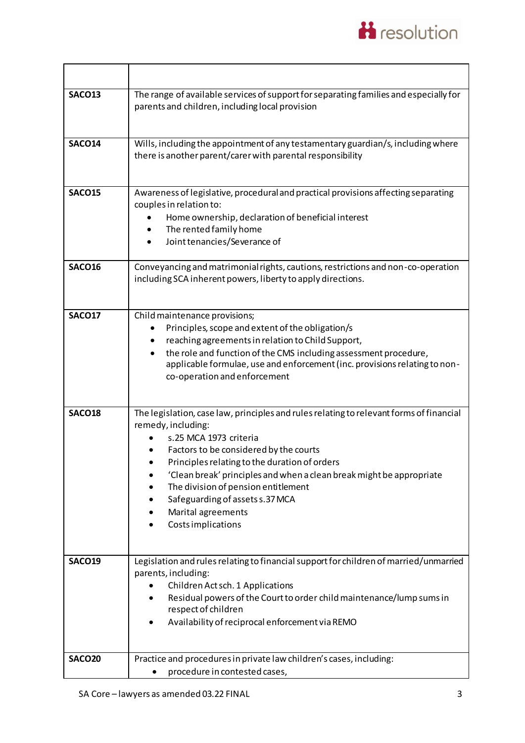| | |
|---|---|
| **SACO13** | The range of available services of support for separating families and especially for parents and children, including local provision |
| **SACO14** | Wills, including the appointment of any testamentary guardian/s, including where there is another parent/carer with parental responsibility |
| **SACO15** | Awareness of legislative, procedural and practical provisions affecting separating couples in relation to: <br>• Home ownership, declaration of beneficial interest <br>• The rented family home <br>• Joint tenancies/Severance of |
| **SACO16** | Conveyancing and matrimonial rights, cautions, restrictions and non-co-operation including SCA inherent powers, liberty to apply directions. |
| **SACO17** | Child maintenance provisions; <br>• Principles, scope and extent of the obligation/s <br>• reaching agreements in relation to Child Support, <br>• the role and function of the CMS including assessment procedure, applicable formulae, use and enforcement (inc. provisions relating to non-co-operation and enforcement |
| **SACO18** | The legislation, case law, principles and rules relating to relevant forms of financial remedy, including: <br>• s.25 MCA 1973 criteria <br>• Factors to be considered by the courts <br>• Principles relating to the duration of orders <br>• 'Clean break' principles and when a clean break might be appropriate <br>• The division of pension entitlement <br>• Safeguarding of assets s.37 MCA <br>• Marital agreements <br>• Costs implications |
| **SACO19** | Legislation and rules relating to financial support for children of married/unmarried parents, including: <br>• Children Act sch. 1 Applications <br>• Residual powers of the Court to order child maintenance/lump sums in respect of children <br>• Availability of reciprocal enforcement via REMO |
| **SACO20** | Practice and procedures in private law children's cases, including: <br>• procedure in contested cases, |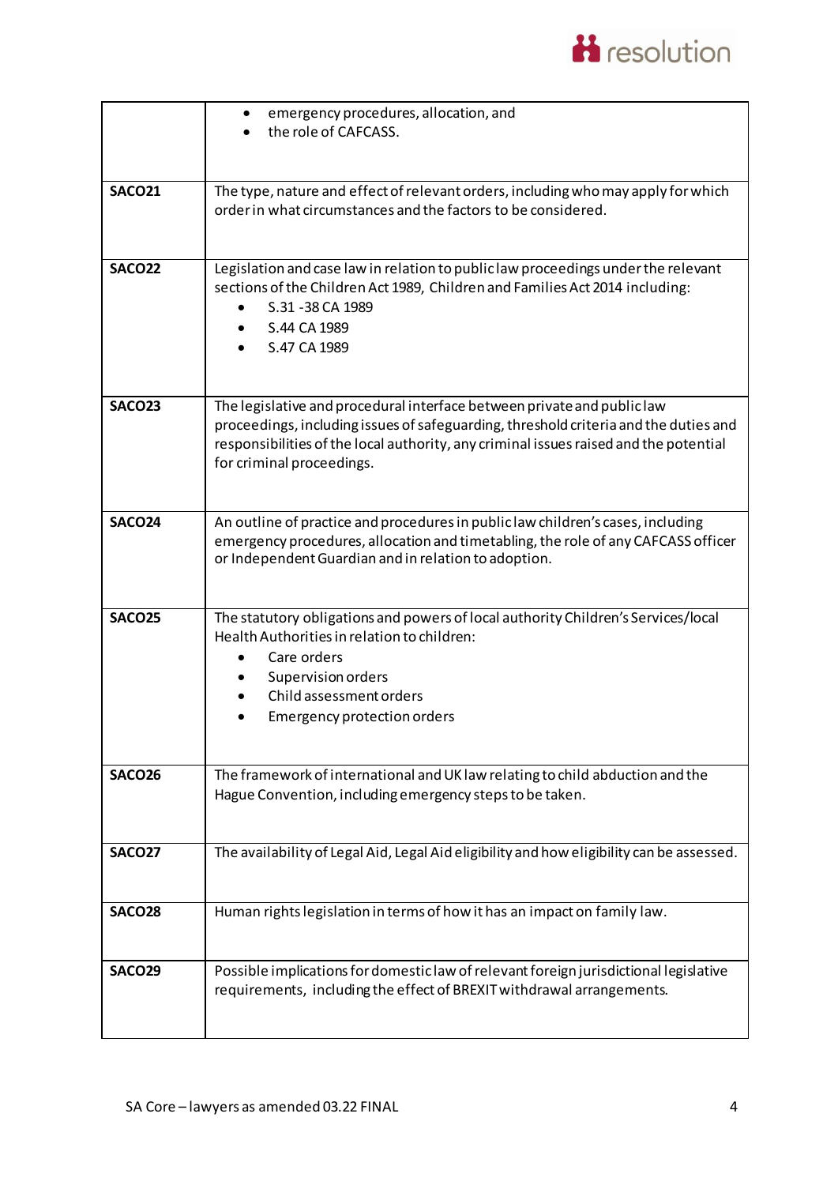| | |
|---|---|
| | • emergency procedures, allocation, and<br>• the role of CAFCASS. |
| **SACO21** | The type, nature and effect of relevant orders, including who may apply for which order in what circumstances and the factors to be considered. |
| **SACO22** | Legislation and case law in relation to public law proceedings under the relevant sections of the Children Act 1989, Children and Families Act 2014 including:<br>• S.31 -38 CA 1989<br>• S.44 CA 1989<br>• S.47 CA 1989 |
| **SACO23** | The legislative and procedural interface between private and public law proceedings, including issues of safeguarding, threshold criteria and the duties and responsibilities of the local authority, any criminal issues raised and the potential for criminal proceedings. |
| **SACO24** | An outline of practice and procedures in public law children's cases, including emergency procedures, allocation and timetabling, the role of any CAFCASS officer or Independent Guardian and in relation to adoption. |
| **SACO25** | The statutory obligations and powers of local authority Children's Services/local Health Authorities in relation to children:<br>• Care orders<br>• Supervision orders<br>• Child assessment orders<br>• Emergency protection orders |
| **SACO26** | The framework of international and UK law relating to child abduction and the Hague Convention, including emergency steps to be taken. |
| **SACO27** | The availability of Legal Aid, Legal Aid eligibility and how eligibility can be assessed. |
| **SACO28** | Human rights legislation in terms of how it has an impact on family law. |
| **SACO29** | Possible implications for domestic law of relevant foreign jurisdictional legislative requirements, including the effect of BREXIT withdrawal arrangements. |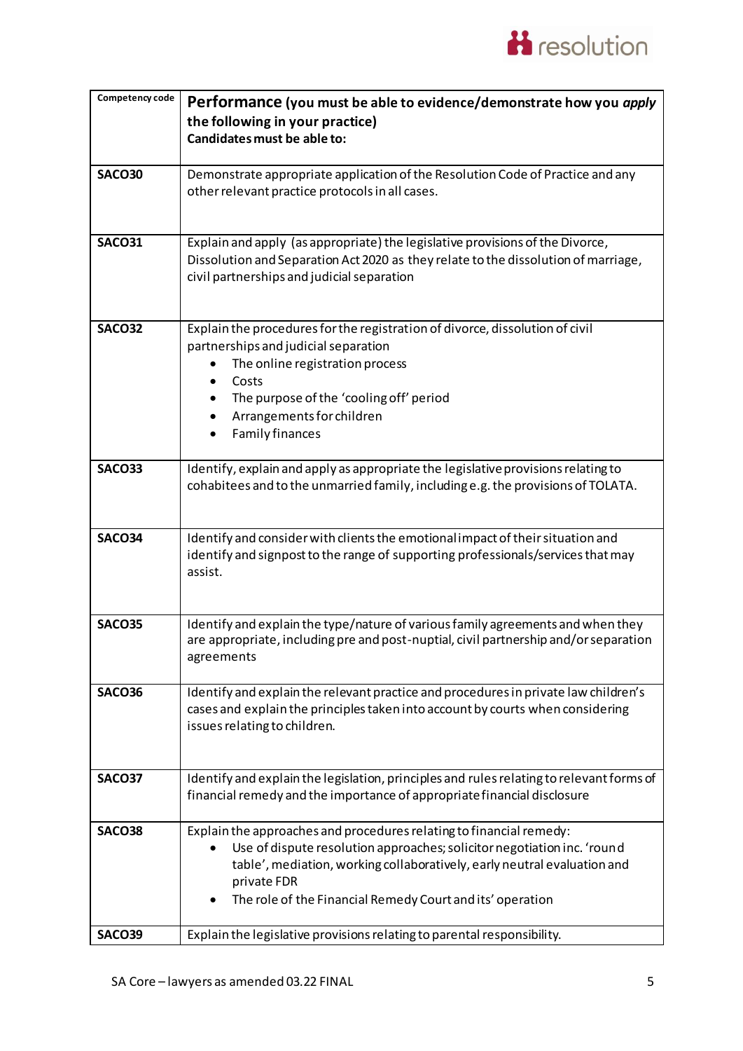| Competency code | **Performance** (you must be able to evidence/demonstrate how you *apply* the following in your practice) **Candidates must be able to:** |
|---|---|
| **SACO30** | Demonstrate appropriate application of the Resolution Code of Practice and any other relevant practice protocols in all cases. |
| **SACO31** | Explain and apply (as appropriate) the legislative provisions of the Divorce, Dissolution and Separation Act 2020 as they relate to the dissolution of marriage, civil partnerships and judicial separation |
| **SACO32** | Explain the procedures for the registration of divorce, dissolution of civil partnerships and judicial separation <br>• The online registration process <br>• Costs <br>• The purpose of the 'cooling off' period <br>• Arrangements for children <br>• Family finances |
| **SACO33** | Identify, explain and apply as appropriate the legislative provisions relating to cohabitees and to the unmarried family, including e.g. the provisions of TOLATA. |
| **SACO34** | Identify and consider with clients the emotional impact of their situation and identify and signpost to the range of supporting professionals/services that may assist. |
| **SACO35** | Identify and explain the type/nature of various family agreements and when they are appropriate, including pre and post-nuptial, civil partnership and/or separation agreements |
| **SACO36** | Identify and explain the relevant practice and procedures in private law children's cases and explain the principles taken into account by courts when considering issues relating to children. |
| **SACO37** | Identify and explain the legislation, principles and rules relating to relevant forms of financial remedy and the importance of appropriate financial disclosure |
| **SACO38** | Explain the approaches and procedures relating to financial remedy: <br>• Use of dispute resolution approaches; solicitor negotiation inc. 'round table', mediation, working collaboratively, early neutral evaluation and private FDR <br>• The role of the Financial Remedy Court and its' operation |
| **SACO39** | Explain the legislative provisions relating to parental responsibility. |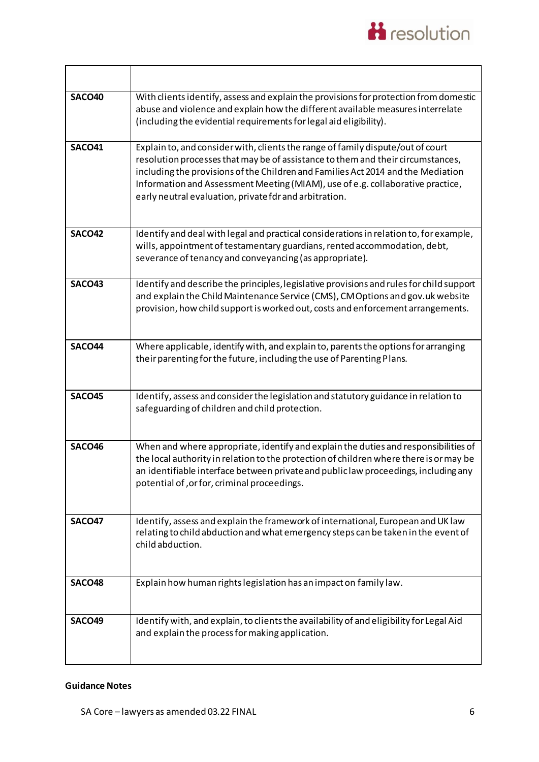| | |
|---|---|
| **SACO40** | With clients identify, assess and explain the provisions for protection from domestic abuse and violence and explain how the different available measures interrelate (including the evidential requirements for legal aid eligibility). |
| **SACO41** | Explain to, and consider with, clients the range of family dispute/out of court resolution processes that may be of assistance to them and their circumstances, including the provisions of the Children and Families Act 2014 and the Mediation Information and Assessment Meeting (MIAM), use of e.g. collaborative practice, early neutral evaluation, private fdr and arbitration. |
| **SACO42** | Identify and deal with legal and practical considerations in relation to, for example, wills, appointment of testamentary guardians, rented accommodation, debt, severance of tenancy and conveyancing (as appropriate). |
| **SACO43** | Identify and describe the principles, legislative provisions and rules for child support and explain the Child Maintenance Service (CMS), CM Options and gov.uk website provision, how child support is worked out, costs and enforcement arrangements. |
| **SACO44** | Where applicable, identify with, and explain to, parents the options for arranging their parenting for the future, including the use of Parenting Plans. |
| **SACO45** | Identify, assess and consider the legislation and statutory guidance in relation to safeguarding of children and child protection. |
| **SACO46** | When and where appropriate, identify and explain the duties and responsibilities of the local authority in relation to the protection of children where there is or may be an identifiable interface between private and public law proceedings, including any potential of ,or for, criminal proceedings. |
| **SACO47** | Identify, assess and explain the framework of international, European and UK law relating to child abduction and what emergency steps can be taken in the event of child abduction. |
| **SACO48** | Explain how human rights legislation has an impact on family law. |
| **SACO49** | Identify with, and explain, to clients the availability of and eligibility for Legal Aid and explain the process for making application. |

**Guidance Notes**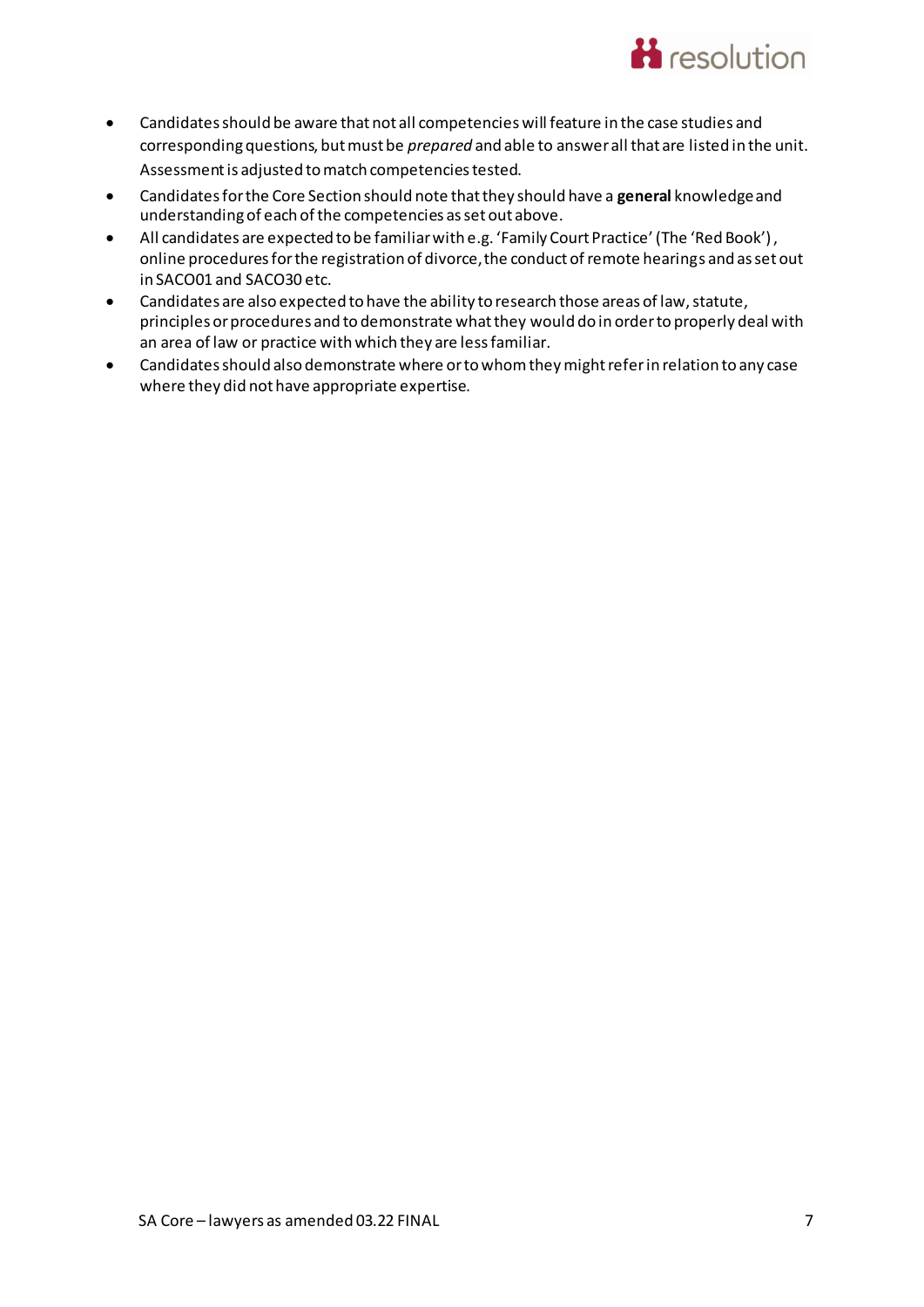- Candidates should be aware that not all competencies will feature in the case studies and corresponding questions, but must be *prepared* and able to answer all that are listed in the unit. Assessment is adjusted to match competencies tested.
- Candidates for the Core Section should note that they should have a **general** knowledge and understanding of each of the competencies as set out above.
- All candidates are expected to be familiar with e.g. 'Family Court Practice' (The 'Red Book'), online procedures for the registration of divorce, the conduct of remote hearings and as set out in SACO01 and SACO30 etc.
- Candidates are also expected to have the ability to research those areas of law, statute, principles or procedures and to demonstrate what they would do in order to properly deal with an area of law or practice with which they are less familiar.
- Candidates should also demonstrate where or to whom they might refer in relation to any case where they did not have appropriate expertise.